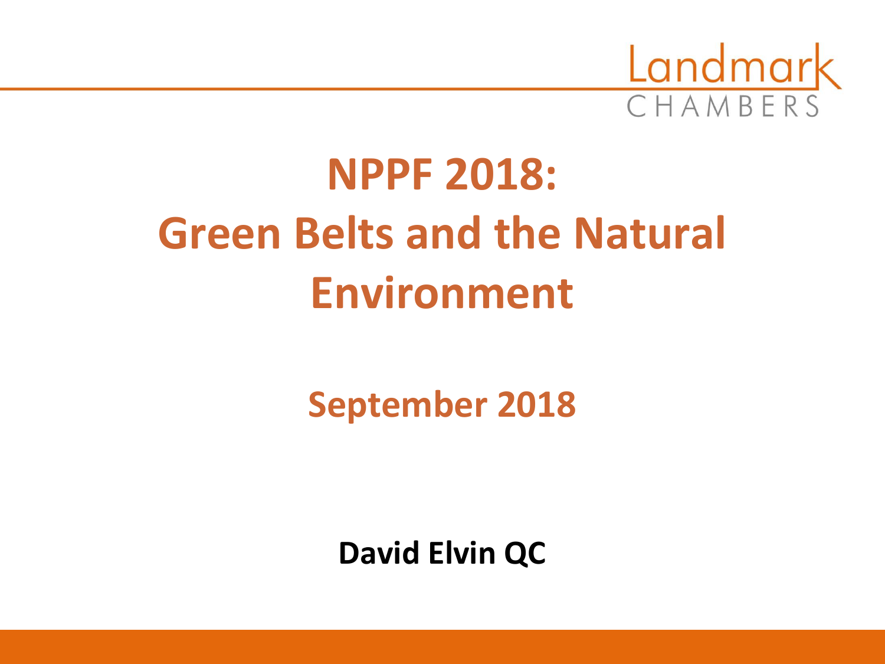Landmark CHAMBERS

# NPPF 2018: Green Belts and the Natural Environment

## September 2018

**David Elvin QC**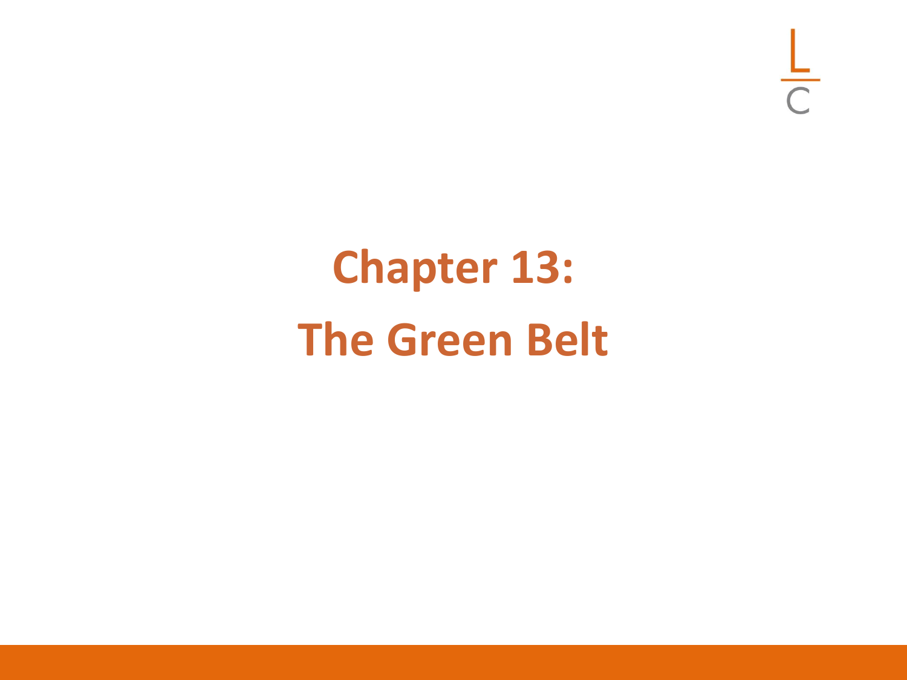# Chapter 13: The Green Belt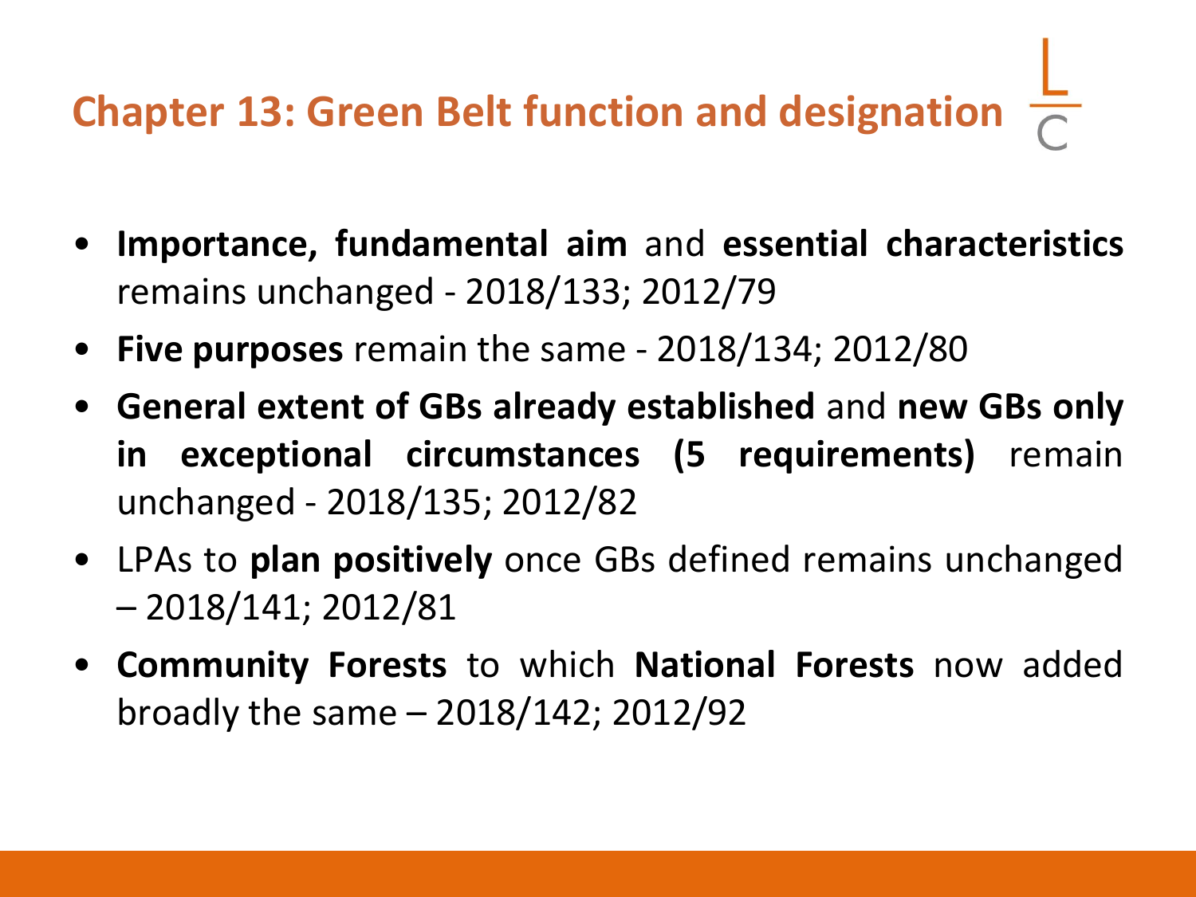# Chapter 13: Green Belt function and designation

- **Importance, fundamental aim** and **essential characteristics** remains unchanged - 2018/133; 2012/79
- **Five purposes** remain the same - 2018/134; 2012/80
- **General extent of GBs already established** and **new GBs only in exceptional circumstances (5 requirements)** remain unchanged - 2018/135; 2012/82
- LPAs to **plan positively** once GBs defined remains unchanged – 2018/141; 2012/81
- **Community Forests** to which **National Forests** now added broadly the same – 2018/142; 2012/92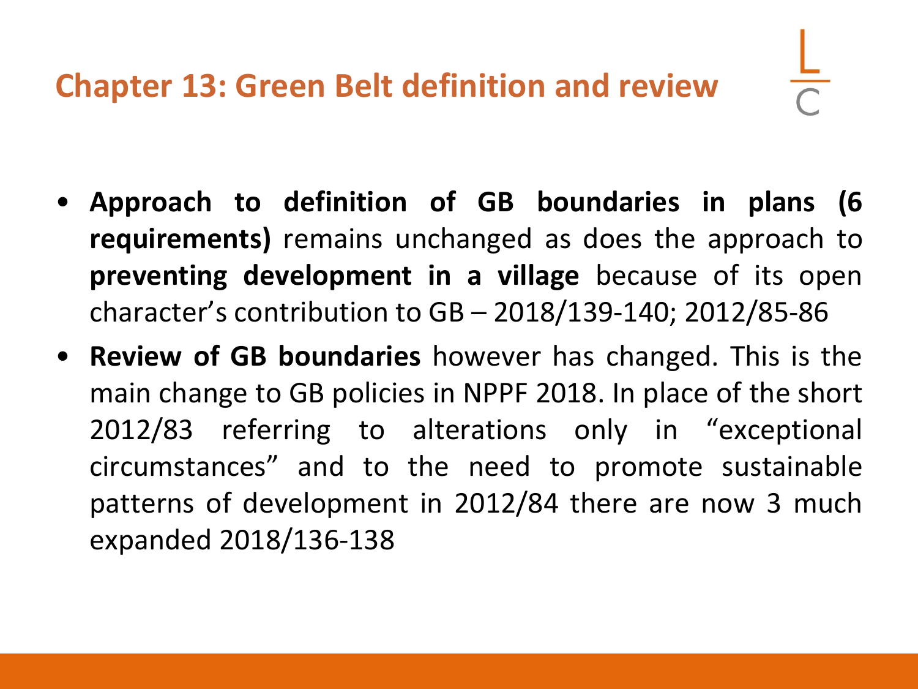## Chapter 13: Green Belt definition and review

- **Approach to definition of GB boundaries in plans (6 requirements)** remains unchanged as does the approach to **preventing development in a village** because of its open character's contribution to GB – 2018/139-140; 2012/85-86
- **Review of GB boundaries** however has changed. This is the main change to GB policies in NPPF 2018. In place of the short 2012/83 referring to alterations only in "exceptional circumstances" and to the need to promote sustainable patterns of development in 2012/84 there are now 3 much expanded 2018/136-138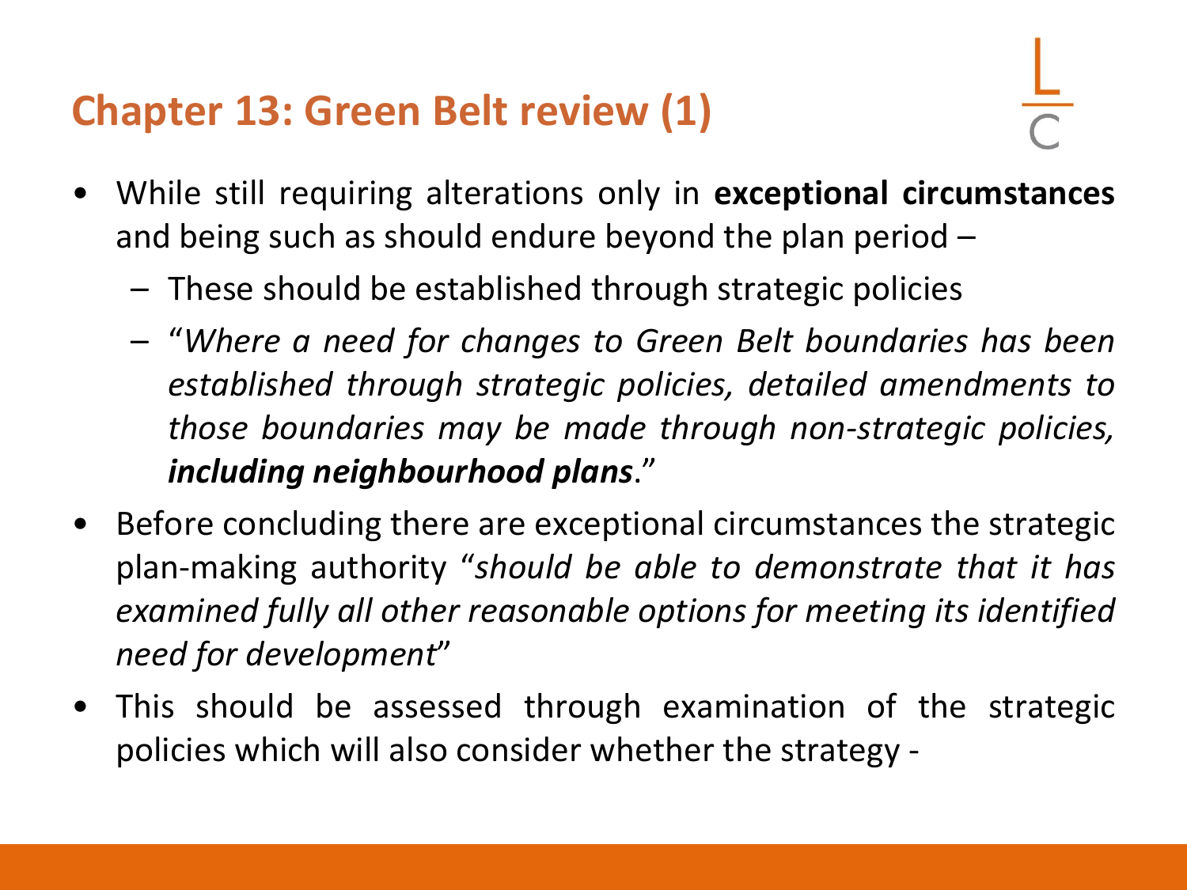## Chapter 13: Green Belt review (1)

- While still requiring alterations only in **exceptional circumstances** and being such as should endure beyond the plan period –
  - These should be established through strategic policies
  - "*Where a need for changes to Green Belt boundaries has been established through strategic policies, detailed amendments to those boundaries may be made through non-strategic policies, **including neighbourhood plans**.*"
- Before concluding there are exceptional circumstances the strategic plan-making authority "*should be able to demonstrate that it has examined fully all other reasonable options for meeting its identified need for development*"
- This should be assessed through examination of the strategic policies which will also consider whether the strategy -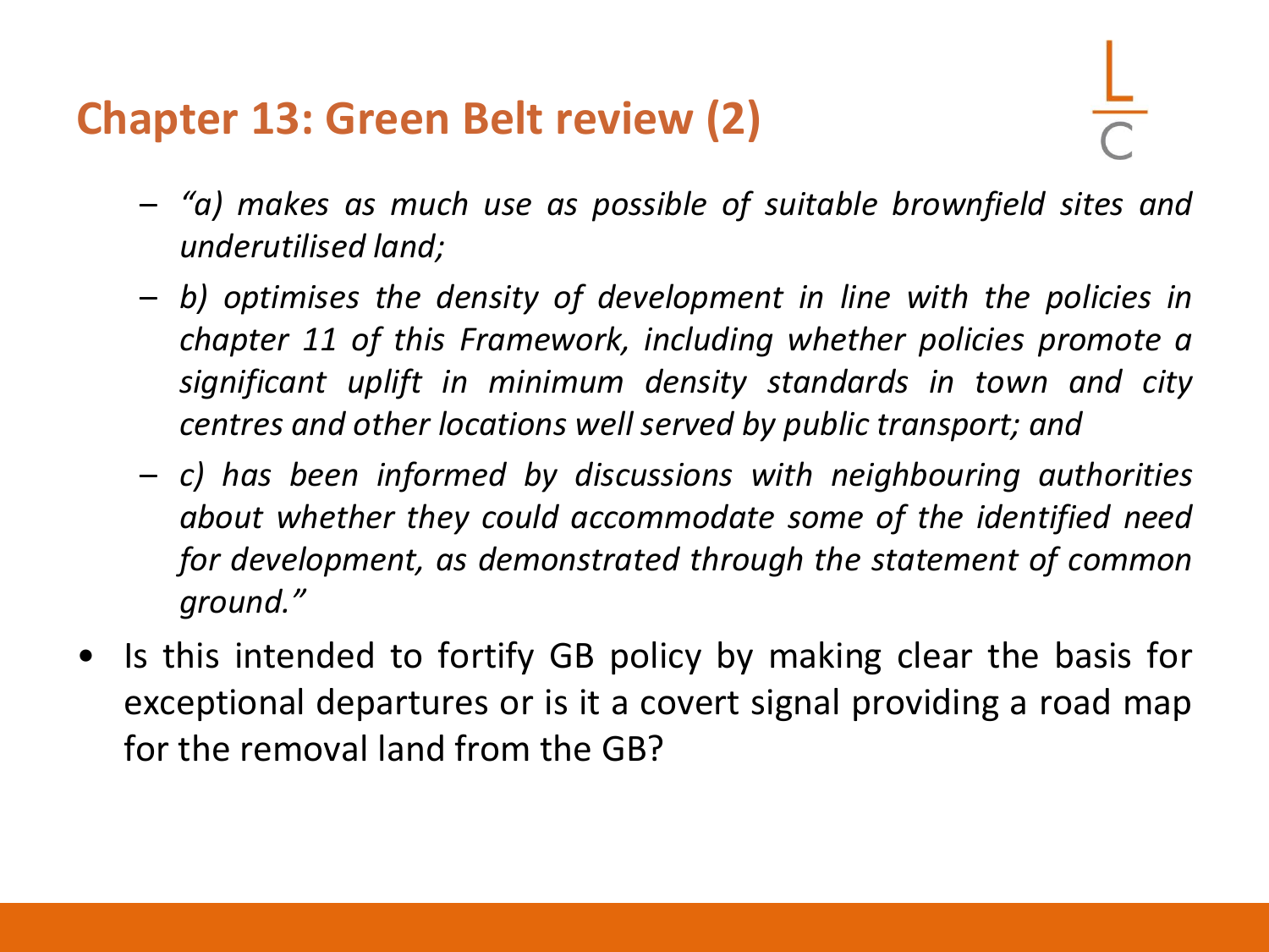## Chapter 13: Green Belt review (2)

- *"a) makes as much use as possible of suitable brownfield sites and underutilised land;*
- *b) optimises the density of development in line with the policies in chapter 11 of this Framework, including whether policies promote a significant uplift in minimum density standards in town and city centres and other locations well served by public transport; and*
- *c) has been informed by discussions with neighbouring authorities about whether they could accommodate some of the identified need for development, as demonstrated through the statement of common ground."*

- Is this intended to fortify GB policy by making clear the basis for exceptional departures or is it a covert signal providing a road map for the removal land from the GB?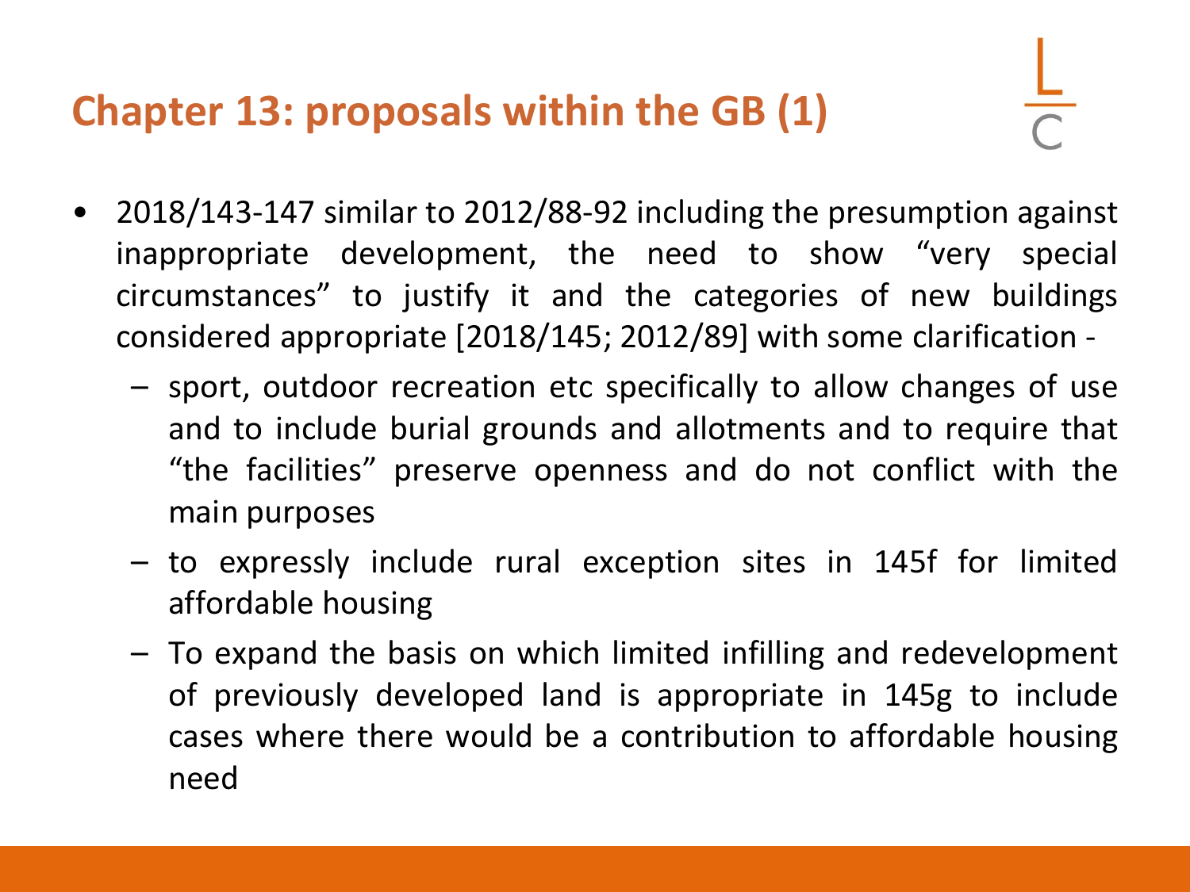# Chapter 13: proposals within the GB (1)

- 2018/143-147 similar to 2012/88-92 including the presumption against inappropriate development, the need to show "very special circumstances" to justify it and the categories of new buildings considered appropriate [2018/145; 2012/89] with some clarification -
  - sport, outdoor recreation etc specifically to allow changes of use and to include burial grounds and allotments and to require that "the facilities" preserve openness and do not conflict with the main purposes
  - to expressly include rural exception sites in 145f for limited affordable housing
  - To expand the basis on which limited infilling and redevelopment of previously developed land is appropriate in 145g to include cases where there would be a contribution to affordable housing need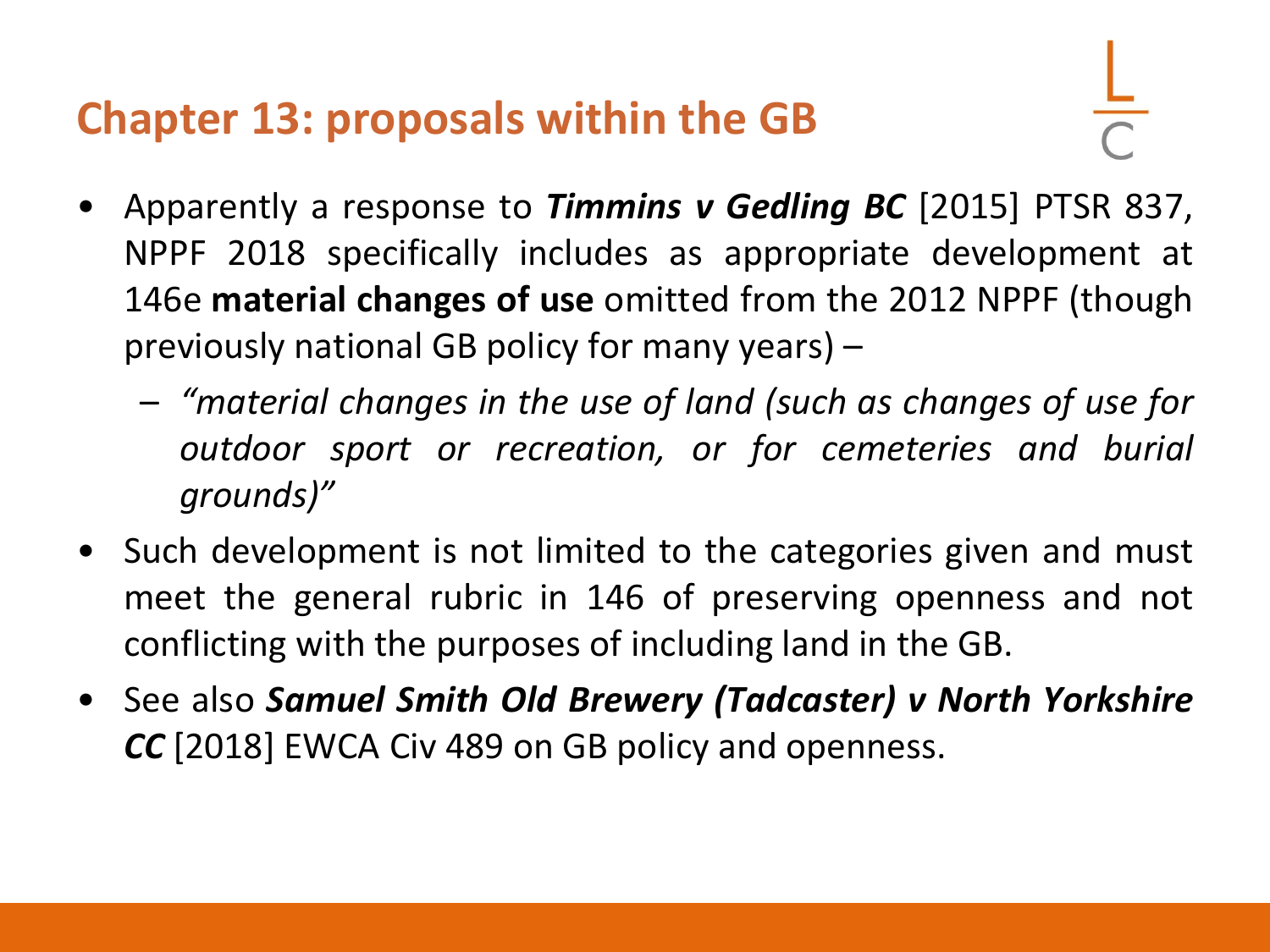## Chapter 13: proposals within the GB

- Apparently a response to ***Timmins v Gedling BC*** [2015] PTSR 837, NPPF 2018 specifically includes as appropriate development at 146e **material changes of use** omitted from the 2012 NPPF (though previously national GB policy for many years) –
  - *"material changes in the use of land (such as changes of use for outdoor sport or recreation, or for cemeteries and burial grounds)"*
- Such development is not limited to the categories given and must meet the general rubric in 146 of preserving openness and not conflicting with the purposes of including land in the GB.
- See also ***Samuel Smith Old Brewery (Tadcaster) v North Yorkshire CC*** [2018] EWCA Civ 489 on GB policy and openness.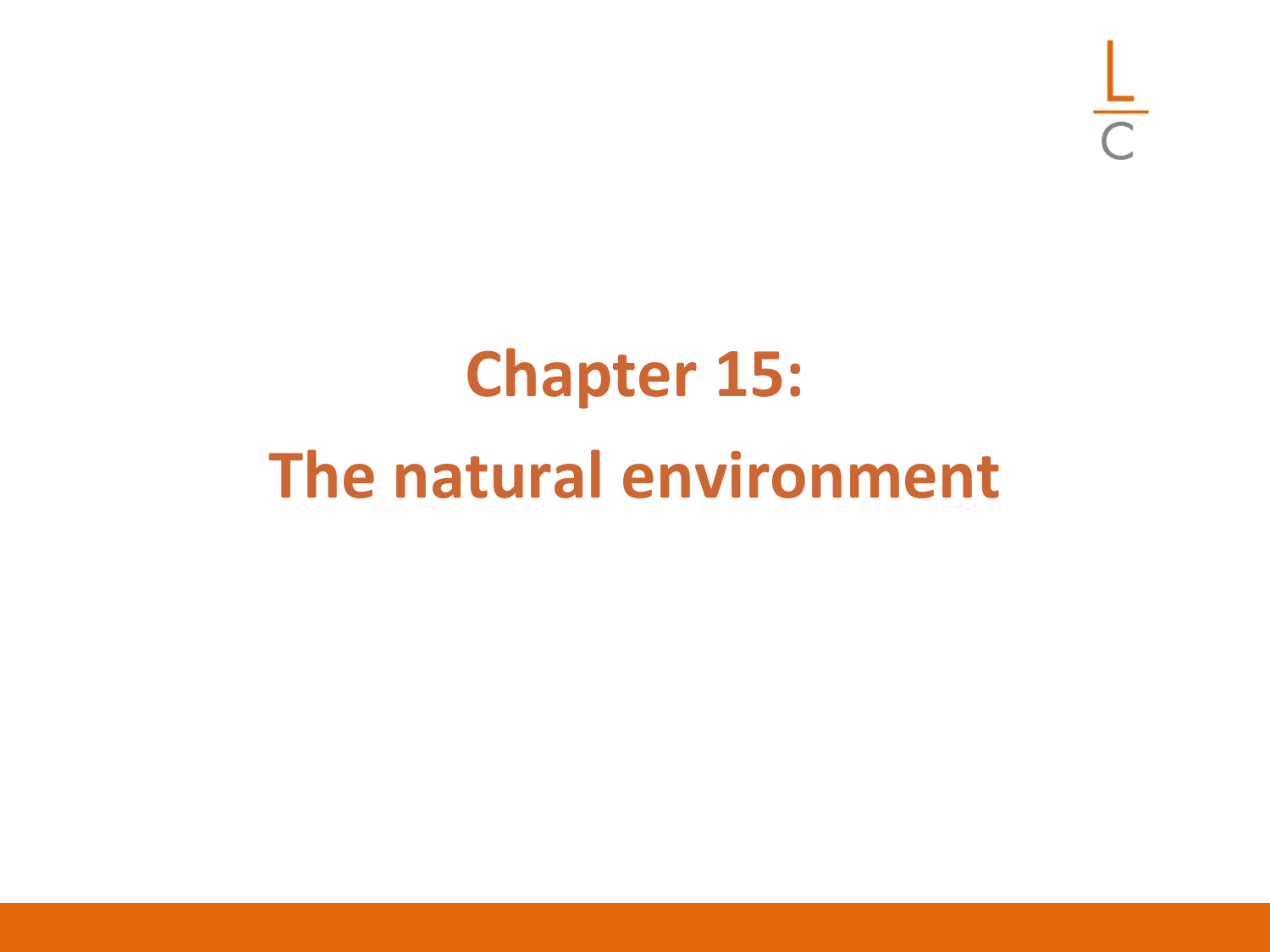# Chapter 15:
# The natural environment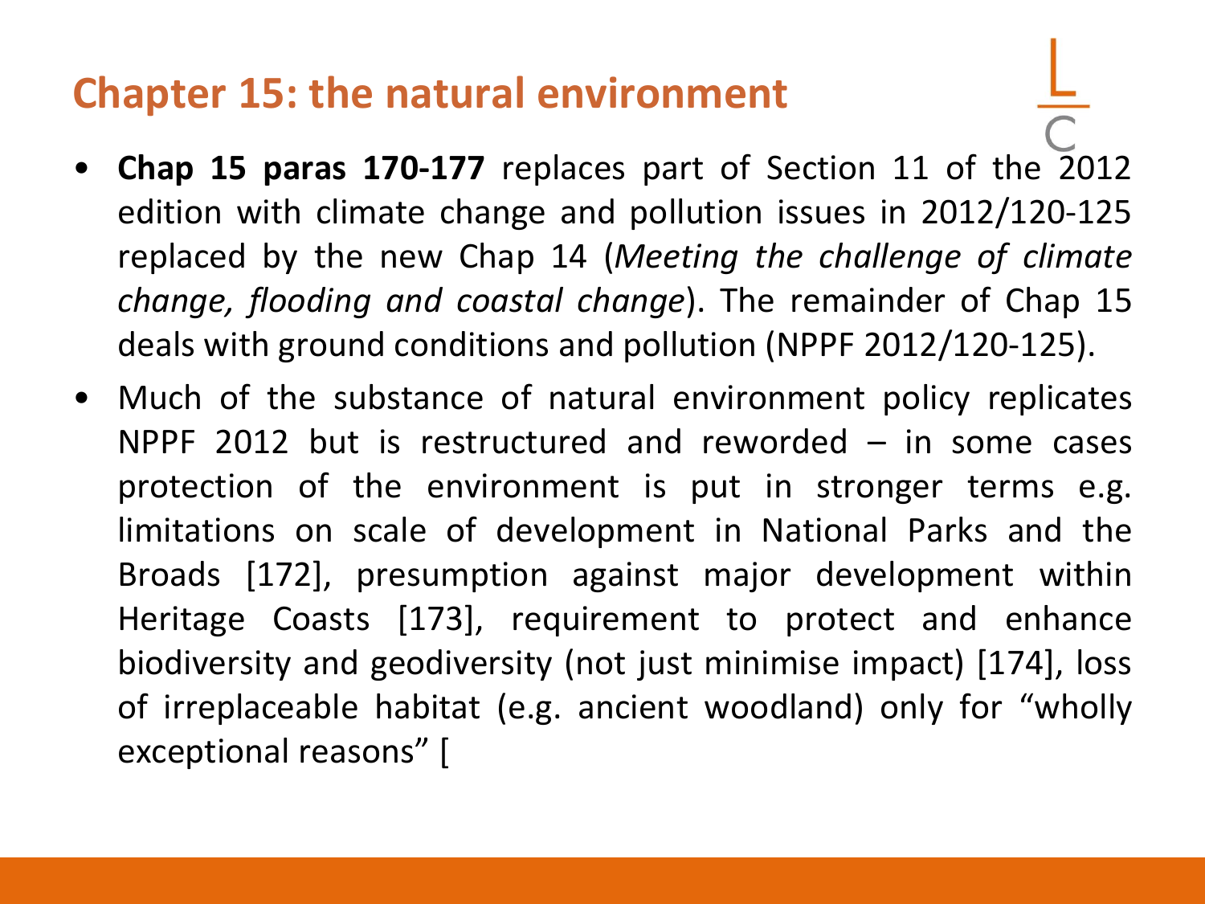# Chapter 15: the natural environment

- **Chap 15 paras 170-177** replaces part of Section 11 of the 2012 edition with climate change and pollution issues in 2012/120-125 replaced by the new Chap 14 (*Meeting the challenge of climate change, flooding and coastal change*). The remainder of Chap 15 deals with ground conditions and pollution (NPPF 2012/120-125).
- Much of the substance of natural environment policy replicates NPPF 2012 but is restructured and reworded – in some cases protection of the environment is put in stronger terms e.g. limitations on scale of development in National Parks and the Broads [172], presumption against major development within Heritage Coasts [173], requirement to protect and enhance biodiversity and geodiversity (not just minimise impact) [174], loss of irreplaceable habitat (e.g. ancient woodland) only for "wholly exceptional reasons" [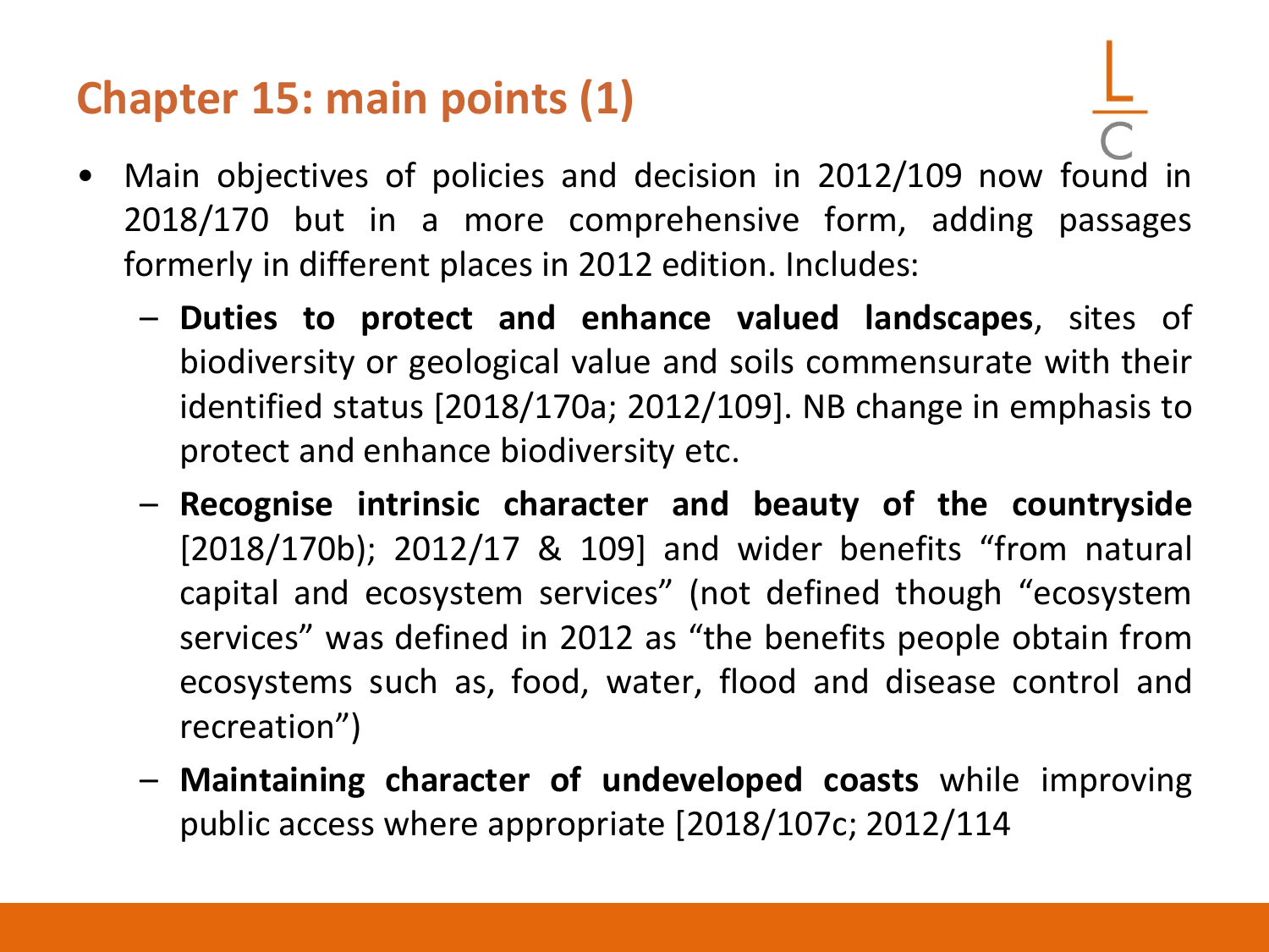# Chapter 15: main points (1)

- Main objectives of policies and decision in 2012/109 now found in 2018/170 but in a more comprehensive form, adding passages formerly in different places in 2012 edition. Includes:
  - **Duties to protect and enhance valued landscapes**, sites of biodiversity or geological value and soils commensurate with their identified status [2018/170a; 2012/109]. NB change in emphasis to protect and enhance biodiversity etc.
  - **Recognise intrinsic character and beauty of the countryside** [2018/170b); 2012/17 & 109] and wider benefits "from natural capital and ecosystem services" (not defined though "ecosystem services" was defined in 2012 as "the benefits people obtain from ecosystems such as, food, water, flood and disease control and recreation")
  - **Maintaining character of undeveloped coasts** while improving public access where appropriate [2018/107c; 2012/114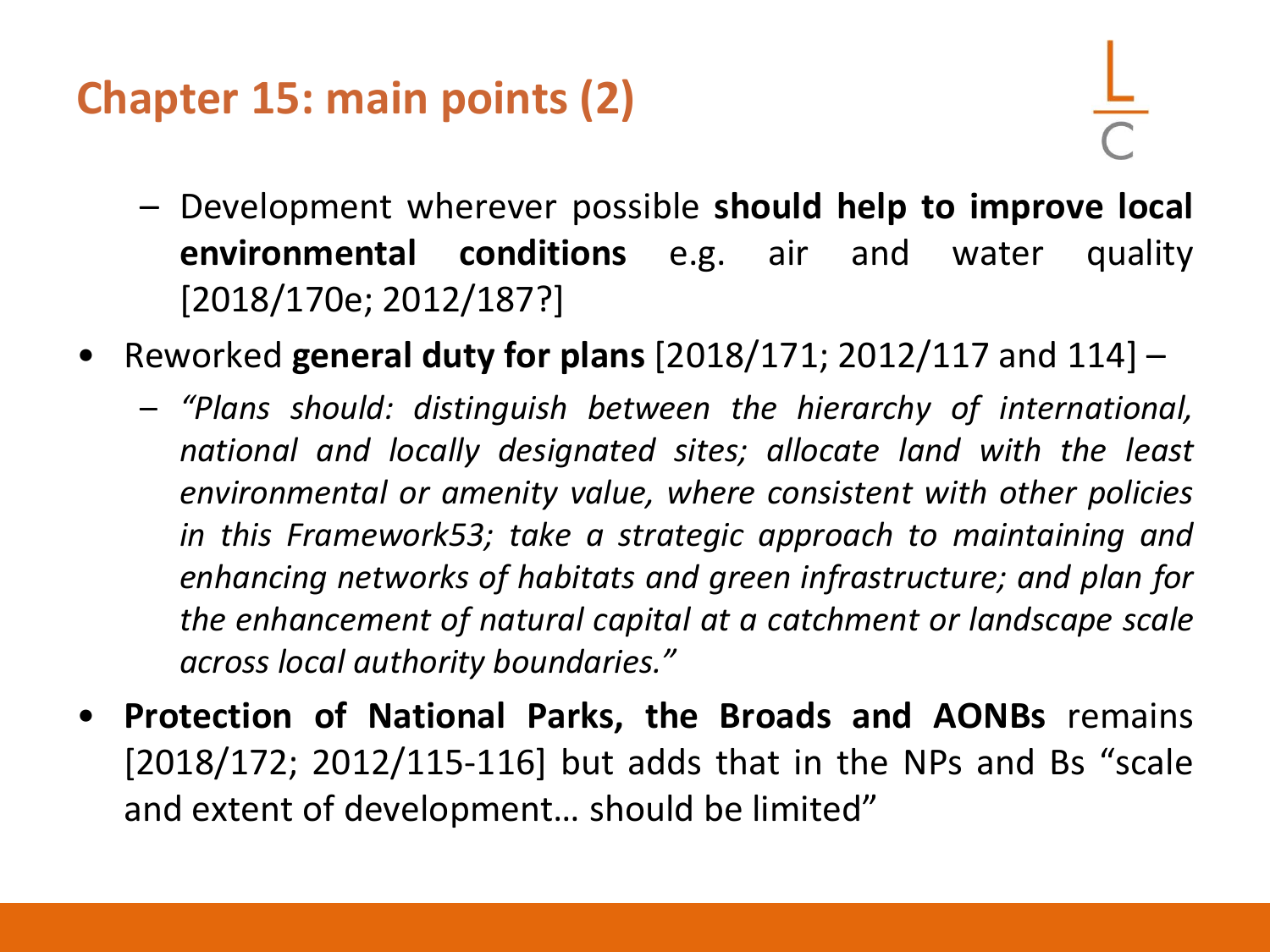## Chapter 15: main points (2)

   - Development wherever possible **should help to improve local environmental conditions** e.g. air and water quality [2018/170e; 2012/187?]
- Reworked **general duty for plans** [2018/171; 2012/117 and 114] –
   - *"Plans should: distinguish between the hierarchy of international, national and locally designated sites; allocate land with the least environmental or amenity value, where consistent with other policies in this Framework53; take a strategic approach to maintaining and enhancing networks of habitats and green infrastructure; and plan for the enhancement of natural capital at a catchment or landscape scale across local authority boundaries."*
- **Protection of National Parks, the Broads and AONBs** remains [2018/172; 2012/115-116] but adds that in the NPs and Bs "scale and extent of development… should be limited"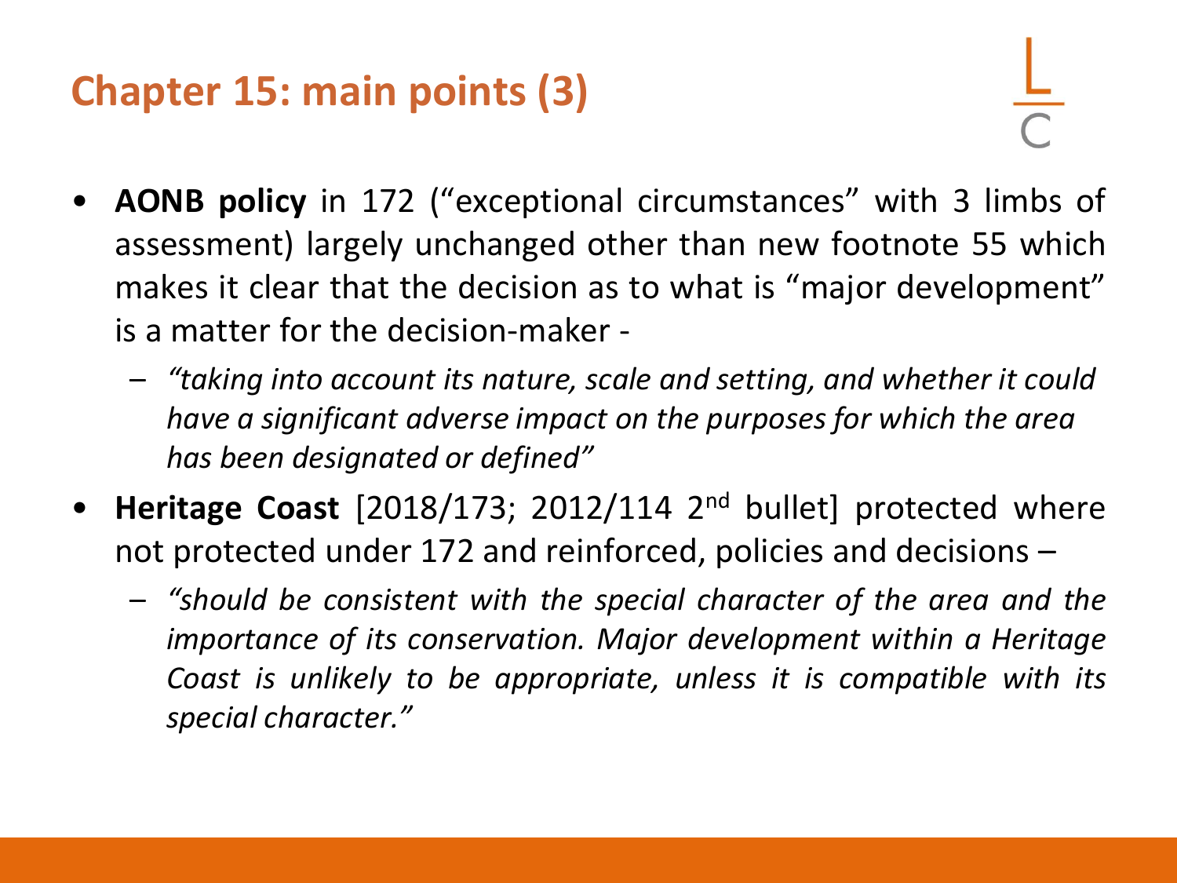# Chapter 15: main points (3)

- **AONB policy** in 172 ("exceptional circumstances" with 3 limbs of assessment) largely unchanged other than new footnote 55 which makes it clear that the decision as to what is "major development" is a matter for the decision-maker -
  - *"taking into account its nature, scale and setting, and whether it could have a significant adverse impact on the purposes for which the area has been designated or defined"*
- **Heritage Coast** [2018/173; 2012/114 2nd bullet] protected where not protected under 172 and reinforced, policies and decisions –
  - *"should be consistent with the special character of the area and the importance of its conservation. Major development within a Heritage Coast is unlikely to be appropriate, unless it is compatible with its special character."*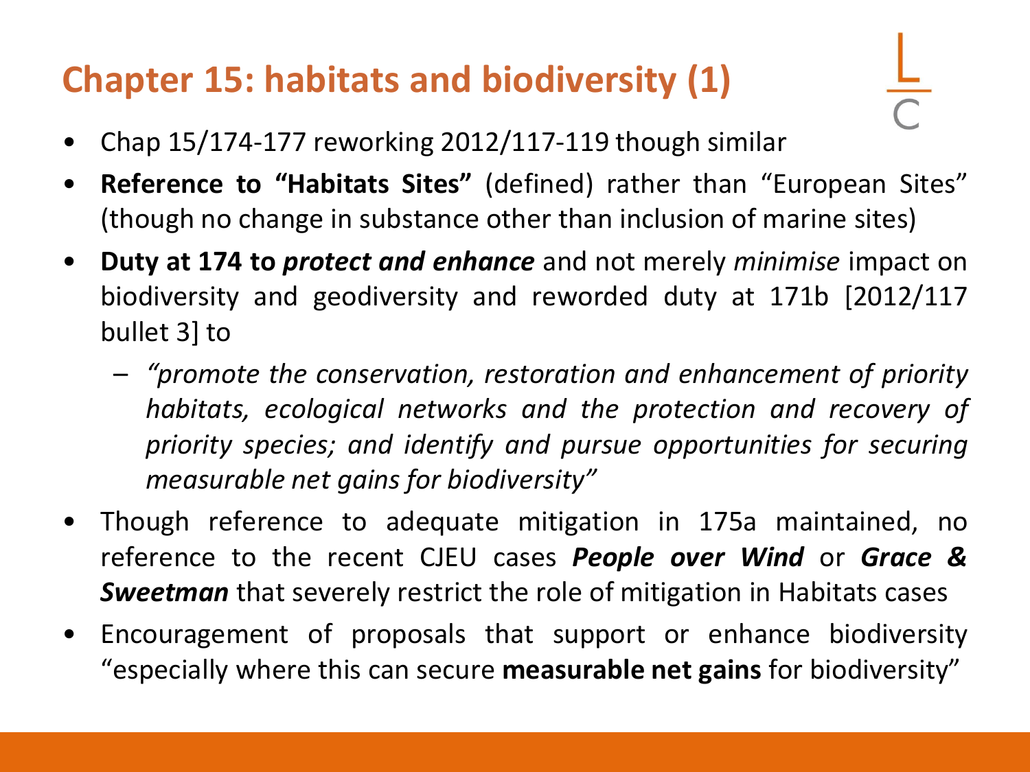## Chapter 15: habitats and biodiversity (1)

- Chap 15/174-177 reworking 2012/117-119 though similar
- **Reference to "Habitats Sites"** (defined) rather than "European Sites" (though no change in substance other than inclusion of marine sites)
- **Duty at 174 to *protect and enhance*** and not merely *minimise* impact on biodiversity and geodiversity and reworded duty at 171b [2012/117 bullet 3] to
  - *"promote the conservation, restoration and enhancement of priority habitats, ecological networks and the protection and recovery of priority species; and identify and pursue opportunities for securing measurable net gains for biodiversity"*
- Though reference to adequate mitigation in 175a maintained, no reference to the recent CJEU cases ***People over Wind*** or ***Grace & Sweetman*** that severely restrict the role of mitigation in Habitats cases
- Encouragement of proposals that support or enhance biodiversity "especially where this can secure **measurable net gains** for biodiversity"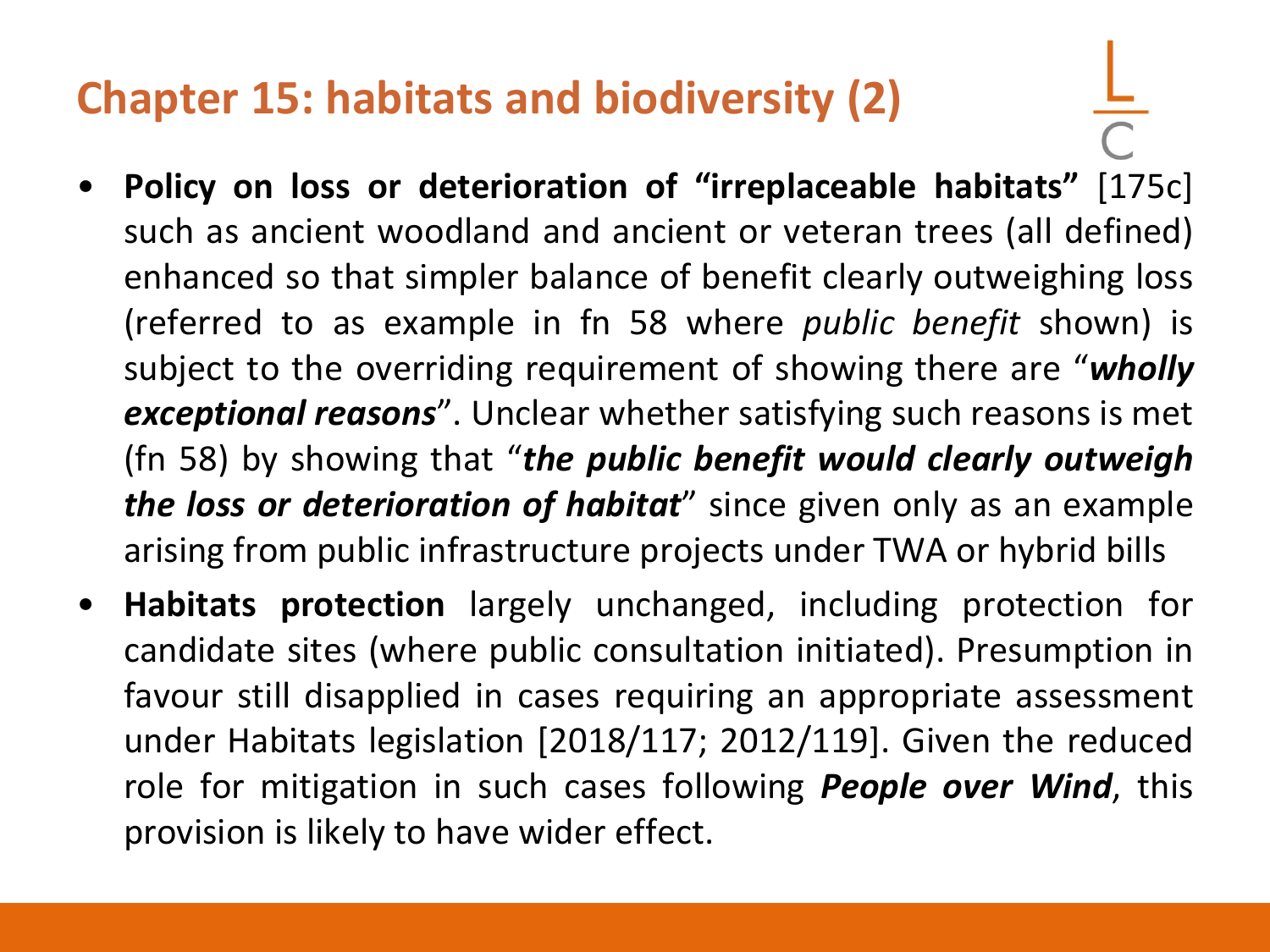## Chapter 15: habitats and biodiversity (2)

- **Policy on loss or deterioration of "irreplaceable habitats"** [175c] such as ancient woodland and ancient or veteran trees (all defined) enhanced so that simpler balance of benefit clearly outweighing loss (referred to as example in fn 58 where *public benefit* shown) is subject to the overriding requirement of showing there are "***wholly exceptional reasons***". Unclear whether satisfying such reasons is met (fn 58) by showing that "***the public benefit would clearly outweigh the loss or deterioration of habitat***" since given only as an example arising from public infrastructure projects under TWA or hybrid bills
- **Habitats protection** largely unchanged, including protection for candidate sites (where public consultation initiated). Presumption in favour still disapplied in cases requiring an appropriate assessment under Habitats legislation [2018/117; 2012/119]. Given the reduced role for mitigation in such cases following ***People over Wind***, this provision is likely to have wider effect.